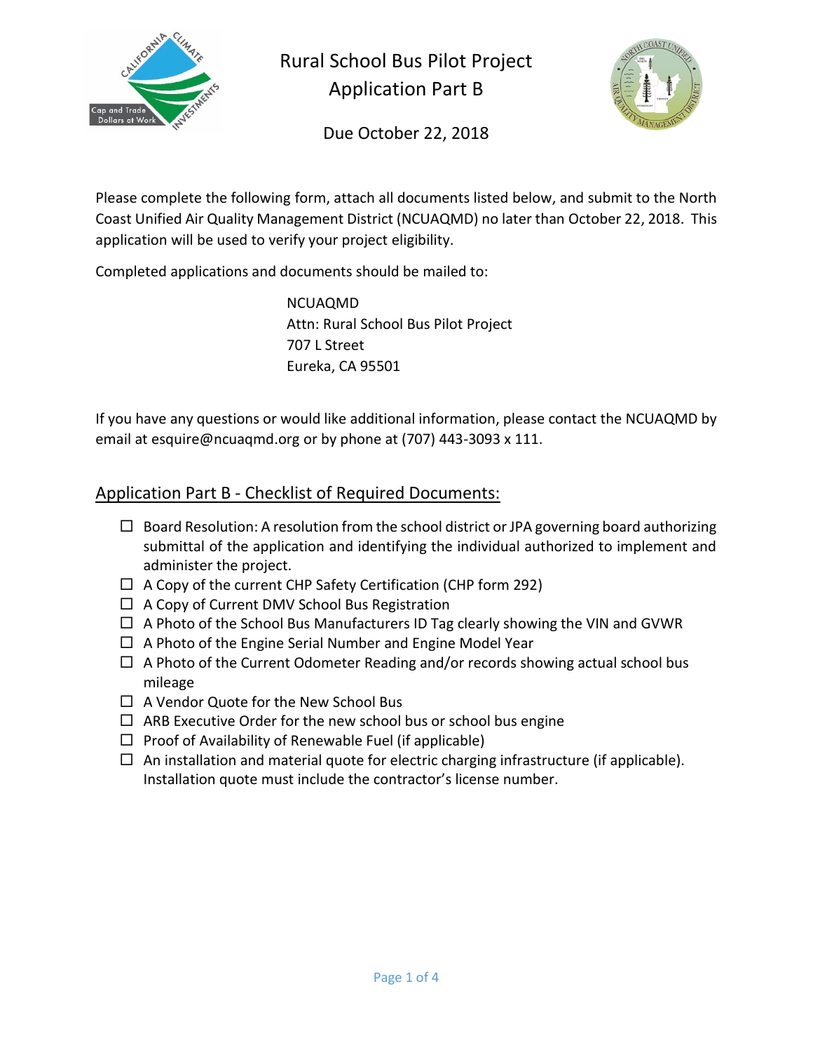# Rural School Bus Pilot Project
## Application Part B

Due October 22, 2018

Please complete the following form, attach all documents listed below, and submit to the North Coast Unified Air Quality Management District (NCUAQMD) no later than October 22, 2018. This application will be used to verify your project eligibility.

Completed applications and documents should be mailed to:

NCUAQMD
Attn: Rural School Bus Pilot Project
707 L Street
Eureka, CA 95501

If you have any questions or would like additional information, please contact the NCUAQMD by email at esquire@ncuaqmd.org or by phone at (707) 443-3093 x 111.

## Application Part B - Checklist of Required Documents:

- ☐ Board Resolution: A resolution from the school district or JPA governing board authorizing submittal of the application and identifying the individual authorized to implement and administer the project.
- ☐ A Copy of the current CHP Safety Certification (CHP form 292)
- ☐ A Copy of Current DMV School Bus Registration
- ☐ A Photo of the School Bus Manufacturers ID Tag clearly showing the VIN and GVWR
- ☐ A Photo of the Engine Serial Number and Engine Model Year
- ☐ A Photo of the Current Odometer Reading and/or records showing actual school bus mileage
- ☐ A Vendor Quote for the New School Bus
- ☐ ARB Executive Order for the new school bus or school bus engine
- ☐ Proof of Availability of Renewable Fuel (if applicable)
- ☐ An installation and material quote for electric charging infrastructure (if applicable). Installation quote must include the contractor's license number.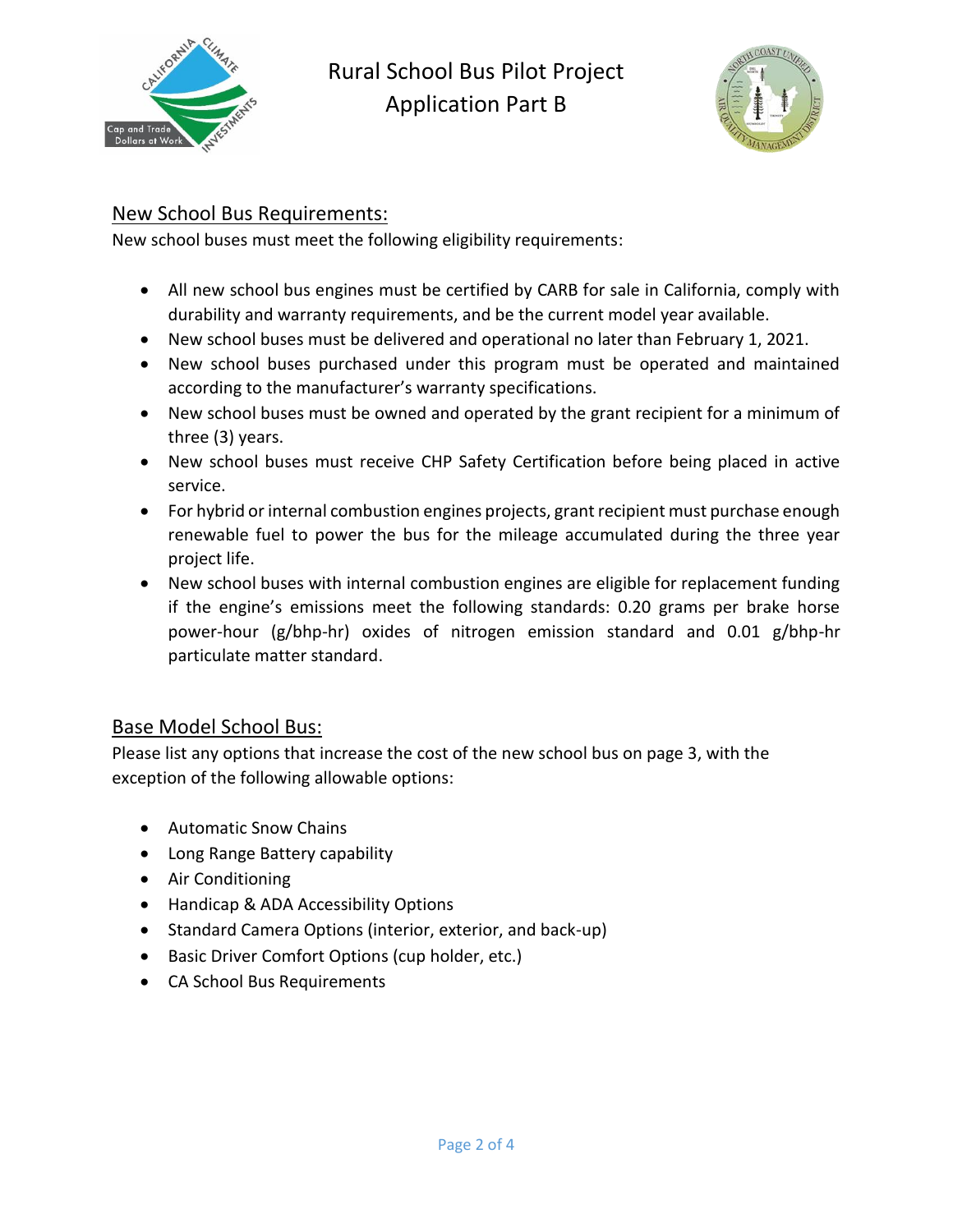# Rural School Bus Pilot Project
## Application Part B

### New School Bus Requirements:

New school buses must meet the following eligibility requirements:

- All new school bus engines must be certified by CARB for sale in California, comply with durability and warranty requirements, and be the current model year available.
- New school buses must be delivered and operational no later than February 1, 2021.
- New school buses purchased under this program must be operated and maintained according to the manufacturer's warranty specifications.
- New school buses must be owned and operated by the grant recipient for a minimum of three (3) years.
- New school buses must receive CHP Safety Certification before being placed in active service.
- For hybrid or internal combustion engines projects, grant recipient must purchase enough renewable fuel to power the bus for the mileage accumulated during the three year project life.
- New school buses with internal combustion engines are eligible for replacement funding if the engine's emissions meet the following standards: 0.20 grams per brake horse power-hour (g/bhp-hr) oxides of nitrogen emission standard and 0.01 g/bhp-hr particulate matter standard.

### Base Model School Bus:

Please list any options that increase the cost of the new school bus on page 3, with the exception of the following allowable options:

- Automatic Snow Chains
- Long Range Battery capability
- Air Conditioning
- Handicap & ADA Accessibility Options
- Standard Camera Options (interior, exterior, and back-up)
- Basic Driver Comfort Options (cup holder, etc.)
- CA School Bus Requirements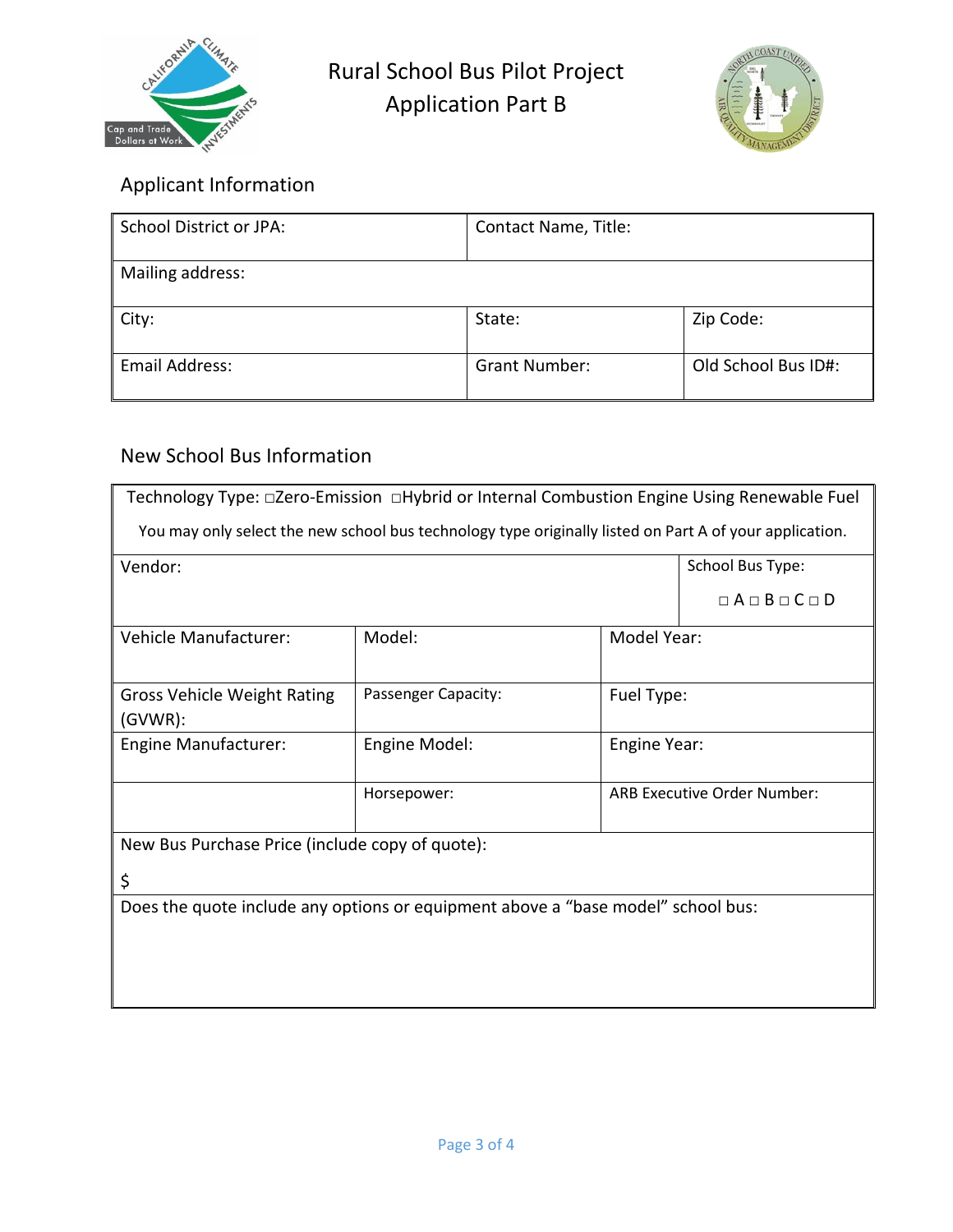# Rural School Bus Pilot Project
# Application Part B

## Applicant Information

| School District or JPA: | Contact Name, Title: | |
|---|---|---|
| Mailing address: | | |
| City: | State: | Zip Code: |
| Email Address: | Grant Number: | Old School Bus ID#: |

## New School Bus Information

| Technology Type: □Zero-Emission □Hybrid or Internal Combustion Engine Using Renewable Fuel<br>You may only select the new school bus technology type originally listed on Part A of your application. | | | |
|---|---|---|---|
| Vendor: | | | School Bus Type:<br>□ A □ B □ C □ D |
| Vehicle Manufacturer: | Model: | Model Year: | |
| Gross Vehicle Weight Rating (GVWR): | Passenger Capacity: | Fuel Type: | |
| Engine Manufacturer: | Engine Model: | Engine Year: | |
| | Horsepower: | ARB Executive Order Number: | |
| New Bus Purchase Price (include copy of quote):<br>$ | | | |
| Does the quote include any options or equipment above a “base model” school bus: | | | |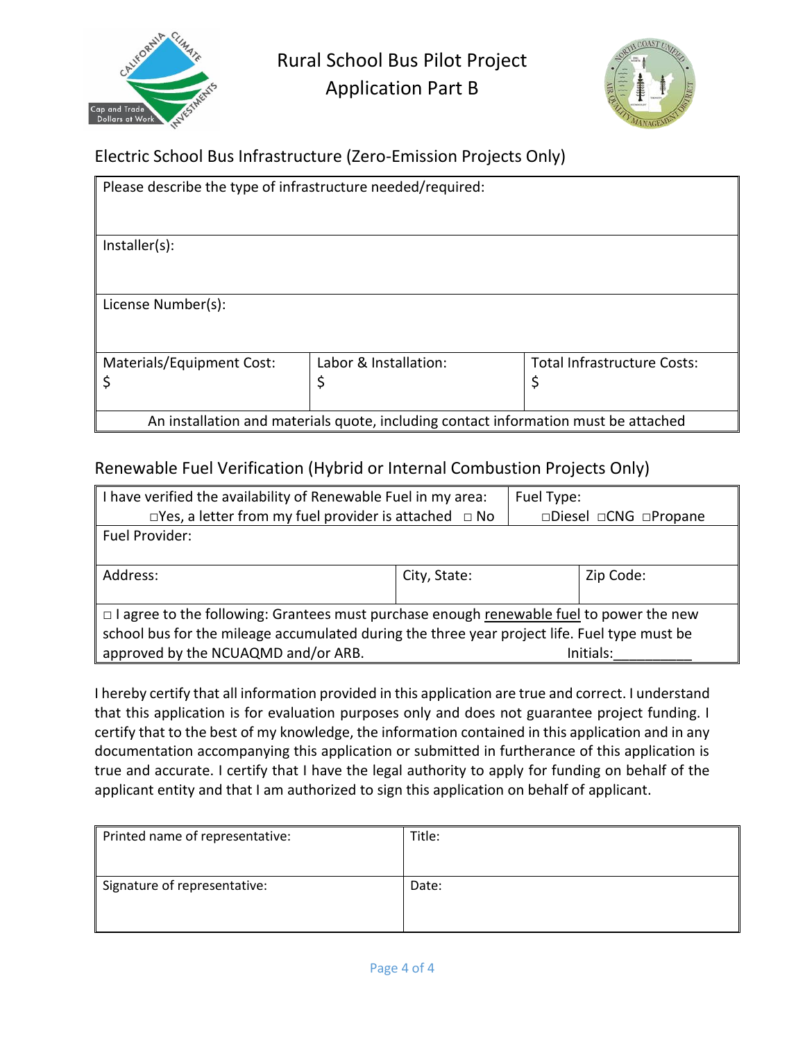# Rural School Bus Pilot Project
# Application Part B

## Electric School Bus Infrastructure (Zero-Emission Projects Only)

| | | |
|---|---|---|
| Please describe the type of infrastructure needed/required: | | |
| Installer(s): | | |
| License Number(s): | | |
| Materials/Equipment Cost: $ | Labor & Installation: $ | Total Infrastructure Costs: $ |
| An installation and materials quote, including contact information must be attached | | |

## Renewable Fuel Verification (Hybrid or Internal Combustion Projects Only)

| | | |
|---|---|---|
| I have verified the availability of Renewable Fuel in my area: ☐Yes, a letter from my fuel provider is attached ☐ No | Fuel Type: ☐Diesel ☐CNG ☐Propane | |
| Fuel Provider: | | |
| Address: | City, State: | Zip Code: |
| ☐ I agree to the following: Grantees must purchase enough renewable fuel to power the new school bus for the mileage accumulated during the three year project life. Fuel type must be approved by the NCUAQMD and/or ARB. Initials:__________ | | |

I hereby certify that all information provided in this application are true and correct. I understand that this application is for evaluation purposes only and does not guarantee project funding. I certify that to the best of my knowledge, the information contained in this application and in any documentation accompanying this application or submitted in furtherance of this application is true and accurate. I certify that I have the legal authority to apply for funding on behalf of the applicant entity and that I am authorized to sign this application on behalf of applicant.

| | |
|---|---|
| Printed name of representative: | Title: |
| Signature of representative: | Date: |